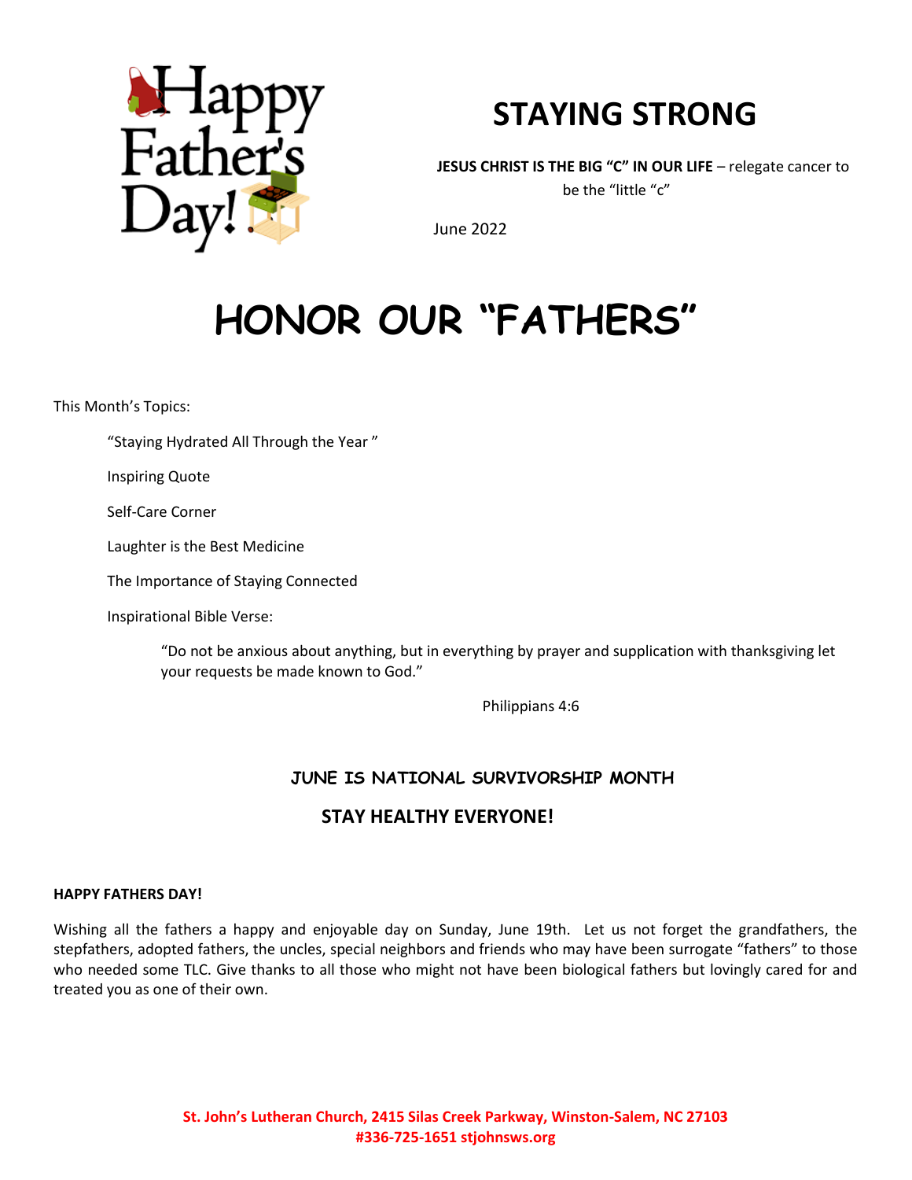Happy Father's Day!

# STAYING STRONG

**JESUS CHRIST IS THE BIG "C" IN OUR LIFE** – relegate cancer to be the "little "c"

June 2022

# HONOR OUR "FATHERS"

This Month's Topics:

- "Staying Hydrated All Through the Year "
- Inspiring Quote
- Self-Care Corner
- Laughter is the Best Medicine
- The Importance of Staying Connected
- Inspirational Bible Verse:

> "Do not be anxious about anything, but in everything by prayer and supplication with thanksgiving let your requests be made known to God."
>
> Philippians 4:6

## JUNE IS NATIONAL SURVIVORSHIP MONTH

## STAY HEALTHY EVERYONE!

**HAPPY FATHERS DAY!**

Wishing all the fathers a happy and enjoyable day on Sunday, June 19th. Let us not forget the grandfathers, the stepfathers, adopted fathers, the uncles, special neighbors and friends who may have been surrogate "fathers" to those who needed some TLC. Give thanks to all those who might not have been biological fathers but lovingly cared for and treated you as one of their own.

**St. John's Lutheran Church, 2415 Silas Creek Parkway, Winston-Salem, NC 27103**
**#336-725-1651 stjohnsws.org**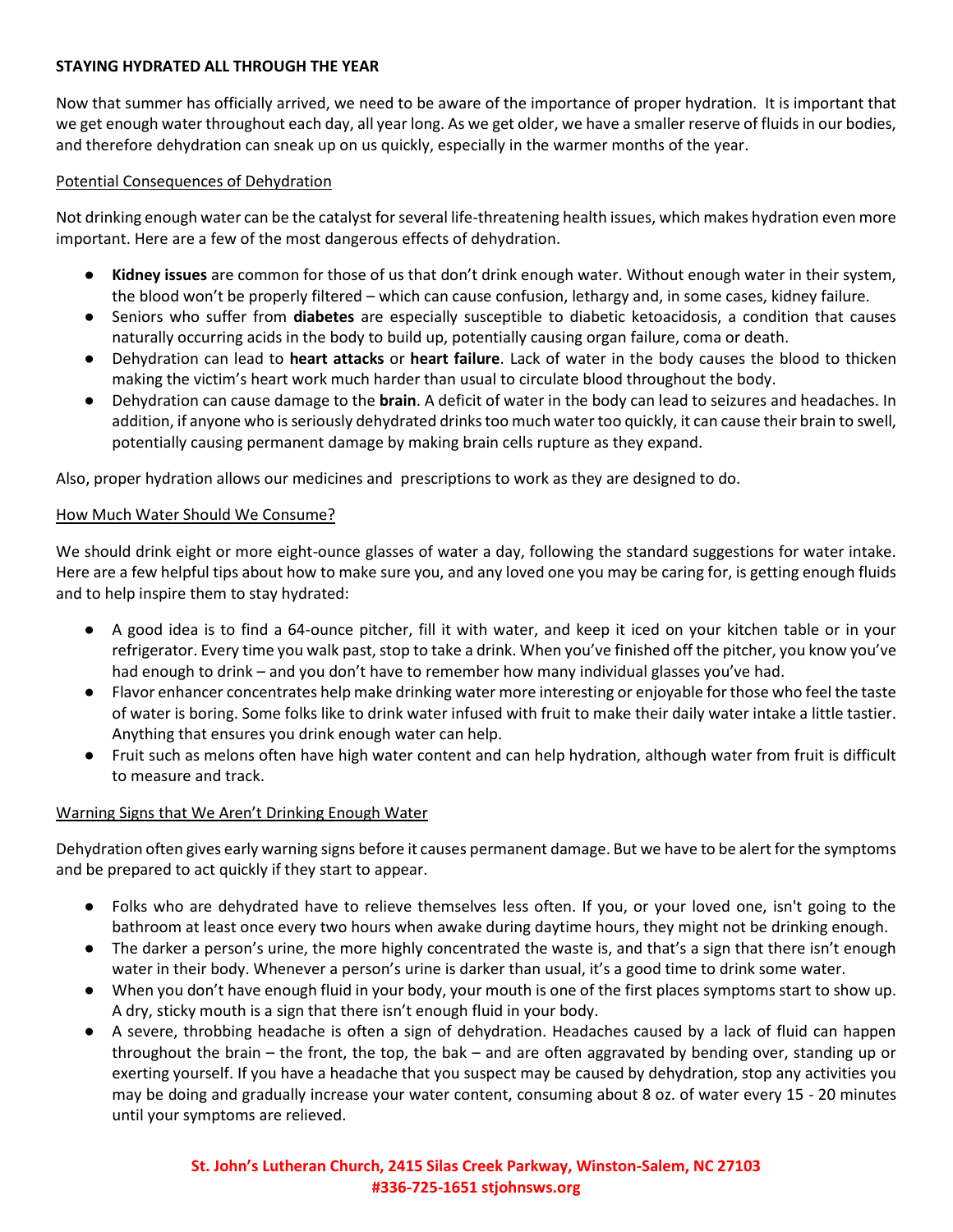**STAYING HYDRATED ALL THROUGH THE YEAR**

Now that summer has officially arrived, we need to be aware of the importance of proper hydration. It is important that we get enough water throughout each day, all year long. As we get older, we have a smaller reserve of fluids in our bodies, and therefore dehydration can sneak up on us quickly, especially in the warmer months of the year.

Potential Consequences of Dehydration

Not drinking enough water can be the catalyst for several life-threatening health issues, which makes hydration even more important. Here are a few of the most dangerous effects of dehydration.

- **Kidney issues** are common for those of us that don't drink enough water. Without enough water in their system, the blood won't be properly filtered – which can cause confusion, lethargy and, in some cases, kidney failure.
- Seniors who suffer from **diabetes** are especially susceptible to diabetic ketoacidosis, a condition that causes naturally occurring acids in the body to build up, potentially causing organ failure, coma or death.
- Dehydration can lead to **heart attacks** or **heart failure**. Lack of water in the body causes the blood to thicken making the victim's heart work much harder than usual to circulate blood throughout the body.
- Dehydration can cause damage to the **brain**. A deficit of water in the body can lead to seizures and headaches. In addition, if anyone who is seriously dehydrated drinks too much water too quickly, it can cause their brain to swell, potentially causing permanent damage by making brain cells rupture as they expand.

Also, proper hydration allows our medicines and prescriptions to work as they are designed to do.

How Much Water Should We Consume?

We should drink eight or more eight-ounce glasses of water a day, following the standard suggestions for water intake. Here are a few helpful tips about how to make sure you, and any loved one you may be caring for, is getting enough fluids and to help inspire them to stay hydrated:

- A good idea is to find a 64-ounce pitcher, fill it with water, and keep it iced on your kitchen table or in your refrigerator. Every time you walk past, stop to take a drink. When you've finished off the pitcher, you know you've had enough to drink – and you don't have to remember how many individual glasses you've had.
- Flavor enhancer concentrates help make drinking water more interesting or enjoyable for those who feel the taste of water is boring. Some folks like to drink water infused with fruit to make their daily water intake a little tastier. Anything that ensures you drink enough water can help.
- Fruit such as melons often have high water content and can help hydration, although water from fruit is difficult to measure and track.

Warning Signs that We Aren't Drinking Enough Water

Dehydration often gives early warning signs before it causes permanent damage. But we have to be alert for the symptoms and be prepared to act quickly if they start to appear.

- Folks who are dehydrated have to relieve themselves less often. If you, or your loved one, isn't going to the bathroom at least once every two hours when awake during daytime hours, they might not be drinking enough.
- The darker a person's urine, the more highly concentrated the waste is, and that's a sign that there isn't enough water in their body. Whenever a person's urine is darker than usual, it's a good time to drink some water.
- When you don't have enough fluid in your body, your mouth is one of the first places symptoms start to show up. A dry, sticky mouth is a sign that there isn't enough fluid in your body.
- A severe, throbbing headache is often a sign of dehydration. Headaches caused by a lack of fluid can happen throughout the brain – the front, the top, the bak – and are often aggravated by bending over, standing up or exerting yourself. If you have a headache that you suspect may be caused by dehydration, stop any activities you may be doing and gradually increase your water content, consuming about 8 oz. of water every 15 - 20 minutes until your symptoms are relieved.

**St. John's Lutheran Church, 2415 Silas Creek Parkway, Winston-Salem, NC 27103**
**#336-725-1651 stjohnsws.org**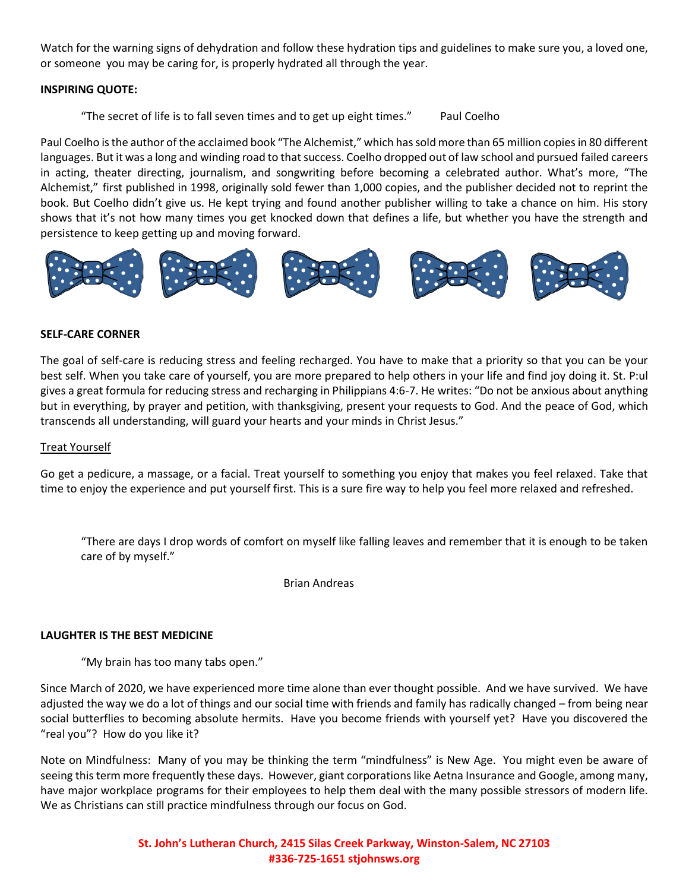Watch for the warning signs of dehydration and follow these hydration tips and guidelines to make sure you, a loved one, or someone you may be caring for, is properly hydrated all through the year.

**INSPIRING QUOTE:**

> "The secret of life is to fall seven times and to get up eight times." Paul Coelho

Paul Coelho is the author of the acclaimed book "The Alchemist," which has sold more than 65 million copies in 80 different languages. But it was a long and winding road to that success. Coelho dropped out of law school and pursued failed careers in acting, theater directing, journalism, and songwriting before becoming a celebrated author. What's more, "The Alchemist," first published in 1998, originally sold fewer than 1,000 copies, and the publisher decided not to reprint the book. But Coelho didn't give us. He kept trying and found another publisher willing to take a chance on him. His story shows that it's not how many times you get knocked down that defines a life, but whether you have the strength and persistence to keep getting up and moving forward.

**SELF-CARE CORNER**

The goal of self-care is reducing stress and feeling recharged. You have to make that a priority so that you can be your best self. When you take care of yourself, you are more prepared to help others in your life and find joy doing it. St. P:ul gives a great formula for reducing stress and recharging in Philippians 4:6-7. He writes: "Do not be anxious about anything but in everything, by prayer and petition, with thanksgiving, present your requests to God. And the peace of God, which transcends all understanding, will guard your hearts and your minds in Christ Jesus."

<u>Treat Yourself</u>

Go get a pedicure, a massage, or a facial. Treat yourself to something you enjoy that makes you feel relaxed. Take that time to enjoy the experience and put yourself first. This is a sure fire way to help you feel more relaxed and refreshed.

> "There are days I drop words of comfort on myself like falling leaves and remember that it is enough to be taken care of by myself."
>
> Brian Andreas

**LAUGHTER IS THE BEST MEDICINE**

> "My brain has too many tabs open."

Since March of 2020, we have experienced more time alone than ever thought possible. And we have survived. We have adjusted the way we do a lot of things and our social time with friends and family has radically changed – from being near social butterflies to becoming absolute hermits. Have you become friends with yourself yet? Have you discovered the "real you"? How do you like it?

Note on Mindfulness: Many of you may be thinking the term "mindfulness" is New Age. You might even be aware of seeing this term more frequently these days. However, giant corporations like Aetna Insurance and Google, among many, have major workplace programs for their employees to help them deal with the many possible stressors of modern life. We as Christians can still practice mindfulness through our focus on God.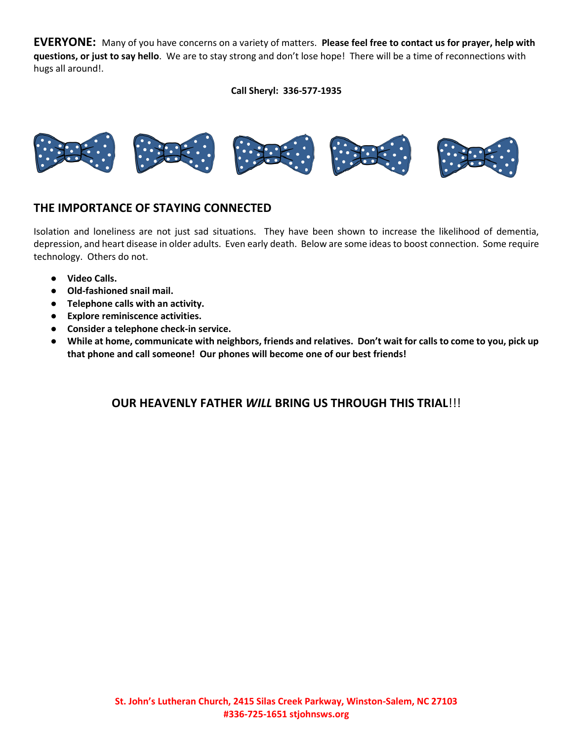**EVERYONE:** Many of you have concerns on a variety of matters. **Please feel free to contact us for prayer, help with questions, or just to say hello**. We are to stay strong and don't lose hope! There will be a time of reconnections with hugs all around!.

**Call Sheryl: 336-577-1935**

## THE IMPORTANCE OF STAYING CONNECTED

Isolation and loneliness are not just sad situations. They have been shown to increase the likelihood of dementia, depression, and heart disease in older adults. Even early death. Below are some ideas to boost connection. Some require technology. Others do not.

- **Video Calls.**
- **Old-fashioned snail mail.**
- **Telephone calls with an activity.**
- **Explore reminiscence activities.**
- **Consider a telephone check-in service.**
- **While at home, communicate with neighbors, friends and relatives. Don't wait for calls to come to you, pick up that phone and call someone! Our phones will become one of our best friends!**

**OUR HEAVENLY FATHER *WILL* BRING US THROUGH THIS TRIAL**!!!

**St. John's Lutheran Church, 2415 Silas Creek Parkway, Winston-Salem, NC 27103**
**#336-725-1651 stjohnsws.org**